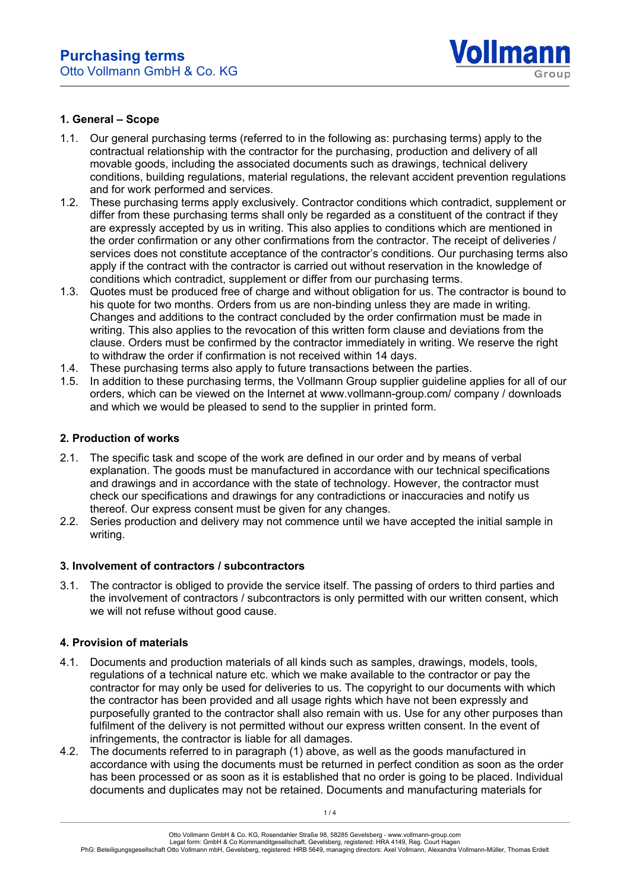# Purchasing terms

Otto Vollmann GmbH & Co. KG

## 1. General – Scope

1.1. Our general purchasing terms (referred to in the following as: purchasing terms) apply to the contractual relationship with the contractor for the purchasing, production and delivery of all movable goods, including the associated documents such as drawings, technical delivery conditions, building regulations, material regulations, the relevant accident prevention regulations and for work performed and services.

1.2. These purchasing terms apply exclusively. Contractor conditions which contradict, supplement or differ from these purchasing terms shall only be regarded as a constituent of the contract if they are expressly accepted by us in writing. This also applies to conditions which are mentioned in the order confirmation or any other confirmations from the contractor. The receipt of deliveries / services does not constitute acceptance of the contractor's conditions. Our purchasing terms also apply if the contract with the contractor is carried out without reservation in the knowledge of conditions which contradict, supplement or differ from our purchasing terms.

1.3. Quotes must be produced free of charge and without obligation for us. The contractor is bound to his quote for two months. Orders from us are non-binding unless they are made in writing. Changes and additions to the contract concluded by the order confirmation must be made in writing. This also applies to the revocation of this written form clause and deviations from the clause. Orders must be confirmed by the contractor immediately in writing. We reserve the right to withdraw the order if confirmation is not received within 14 days.

1.4. These purchasing terms also apply to future transactions between the parties.

1.5. In addition to these purchasing terms, the Vollmann Group supplier guideline applies for all of our orders, which can be viewed on the Internet at www.vollmann-group.com/ company / downloads and which we would be pleased to send to the supplier in printed form.

## 2. Production of works

2.1. The specific task and scope of the work are defined in our order and by means of verbal explanation. The goods must be manufactured in accordance with our technical specifications and drawings and in accordance with the state of technology. However, the contractor must check our specifications and drawings for any contradictions or inaccuracies and notify us thereof. Our express consent must be given for any changes.

2.2. Series production and delivery may not commence until we have accepted the initial sample in writing.

## 3. Involvement of contractors / subcontractors

3.1. The contractor is obliged to provide the service itself. The passing of orders to third parties and the involvement of contractors / subcontractors is only permitted with our written consent, which we will not refuse without good cause.

## 4. Provision of materials

4.1. Documents and production materials of all kinds such as samples, drawings, models, tools, regulations of a technical nature etc. which we make available to the contractor or pay the contractor for may only be used for deliveries to us. The copyright to our documents with which the contractor has been provided and all usage rights which have not been expressly and purposefully granted to the contractor shall also remain with us. Use for any other purposes than fulfilment of the delivery is not permitted without our express written consent. In the event of infringements, the contractor is liable for all damages.

4.2. The documents referred to in paragraph (1) above, as well as the goods manufactured in accordance with using the documents must be returned in perfect condition as soon as the order has been processed or as soon as it is established that no order is going to be placed. Individual documents and duplicates may not be retained. Documents and manufacturing materials for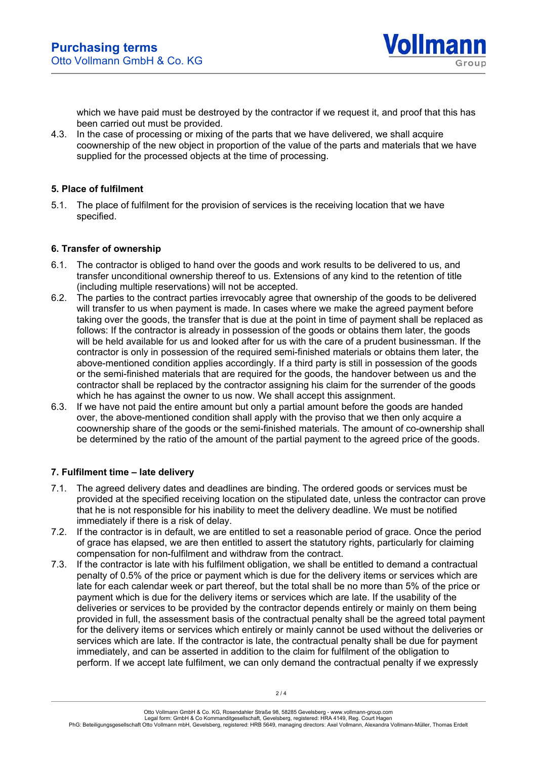which we have paid must be destroyed by the contractor if we request it, and proof that this has been carried out must be provided.

4.3. In the case of processing or mixing of the parts that we have delivered, we shall acquire coownership of the new object in proportion of the value of the parts and materials that we have supplied for the processed objects at the time of processing.

### 5. Place of fulfilment

5.1. The place of fulfilment for the provision of services is the receiving location that we have specified.

### 6. Transfer of ownership

6.1. The contractor is obliged to hand over the goods and work results to be delivered to us, and transfer unconditional ownership thereof to us. Extensions of any kind to the retention of title (including multiple reservations) will not be accepted.

6.2. The parties to the contract parties irrevocably agree that ownership of the goods to be delivered will transfer to us when payment is made. In cases where we make the agreed payment before taking over the goods, the transfer that is due at the point in time of payment shall be replaced as follows: If the contractor is already in possession of the goods or obtains them later, the goods will be held available for us and looked after for us with the care of a prudent businessman. If the contractor is only in possession of the required semi-finished materials or obtains them later, the above-mentioned condition applies accordingly. If a third party is still in possession of the goods or the semi-finished materials that are required for the goods, the handover between us and the contractor shall be replaced by the contractor assigning his claim for the surrender of the goods which he has against the owner to us now. We shall accept this assignment.

6.3. If we have not paid the entire amount but only a partial amount before the goods are handed over, the above-mentioned condition shall apply with the proviso that we then only acquire a coownership share of the goods or the semi-finished materials. The amount of co-ownership shall be determined by the ratio of the amount of the partial payment to the agreed price of the goods.

### 7. Fulfilment time – late delivery

7.1. The agreed delivery dates and deadlines are binding. The ordered goods or services must be provided at the specified receiving location on the stipulated date, unless the contractor can prove that he is not responsible for his inability to meet the delivery deadline. We must be notified immediately if there is a risk of delay.

7.2. If the contractor is in default, we are entitled to set a reasonable period of grace. Once the period of grace has elapsed, we are then entitled to assert the statutory rights, particularly for claiming compensation for non-fulfilment and withdraw from the contract.

7.3. If the contractor is late with his fulfilment obligation, we shall be entitled to demand a contractual penalty of 0.5% of the price or payment which is due for the delivery items or services which are late for each calendar week or part thereof, but the total shall be no more than 5% of the price or payment which is due for the delivery items or services which are late. If the usability of the deliveries or services to be provided by the contractor depends entirely or mainly on them being provided in full, the assessment basis of the contractual penalty shall be the agreed total payment for the delivery items or services which entirely or mainly cannot be used without the deliveries or services which are late. If the contractor is late, the contractual penalty shall be due for payment immediately, and can be asserted in addition to the claim for fulfilment of the obligation to perform. If we accept late fulfilment, we can only demand the contractual penalty if we expressly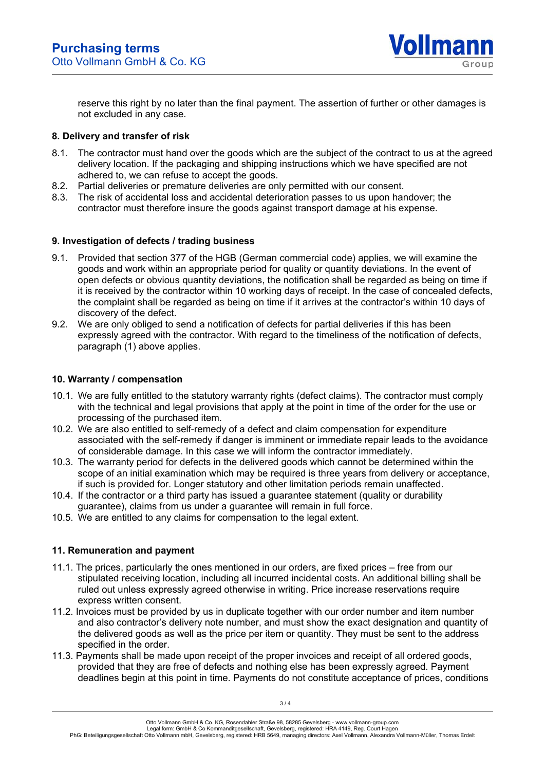reserve this right by no later than the final payment. The assertion of further or other damages is not excluded in any case.

### 8. Delivery and transfer of risk

8.1. The contractor must hand over the goods which are the subject of the contract to us at the agreed delivery location. If the packaging and shipping instructions which we have specified are not adhered to, we can refuse to accept the goods.

8.2. Partial deliveries or premature deliveries are only permitted with our consent.

8.3. The risk of accidental loss and accidental deterioration passes to us upon handover; the contractor must therefore insure the goods against transport damage at his expense.

### 9. Investigation of defects / trading business

9.1. Provided that section 377 of the HGB (German commercial code) applies, we will examine the goods and work within an appropriate period for quality or quantity deviations. In the event of open defects or obvious quantity deviations, the notification shall be regarded as being on time if it is received by the contractor within 10 working days of receipt. In the case of concealed defects, the complaint shall be regarded as being on time if it arrives at the contractor's within 10 days of discovery of the defect.

9.2. We are only obliged to send a notification of defects for partial deliveries if this has been expressly agreed with the contractor. With regard to the timeliness of the notification of defects, paragraph (1) above applies.

### 10. Warranty / compensation

10.1. We are fully entitled to the statutory warranty rights (defect claims). The contractor must comply with the technical and legal provisions that apply at the point in time of the order for the use or processing of the purchased item.

10.2. We are also entitled to self-remedy of a defect and claim compensation for expenditure associated with the self-remedy if danger is imminent or immediate repair leads to the avoidance of considerable damage. In this case we will inform the contractor immediately.

10.3. The warranty period for defects in the delivered goods which cannot be determined within the scope of an initial examination which may be required is three years from delivery or acceptance, if such is provided for. Longer statutory and other limitation periods remain unaffected.

10.4. If the contractor or a third party has issued a guarantee statement (quality or durability guarantee), claims from us under a guarantee will remain in full force.

10.5. We are entitled to any claims for compensation to the legal extent.

### 11. Remuneration and payment

11.1. The prices, particularly the ones mentioned in our orders, are fixed prices – free from our stipulated receiving location, including all incurred incidental costs. An additional billing shall be ruled out unless expressly agreed otherwise in writing. Price increase reservations require express written consent.

11.2. Invoices must be provided by us in duplicate together with our order number and item number and also contractor's delivery note number, and must show the exact designation and quantity of the delivered goods as well as the price per item or quantity. They must be sent to the address specified in the order.

11.3. Payments shall be made upon receipt of the proper invoices and receipt of all ordered goods, provided that they are free of defects and nothing else has been expressly agreed. Payment deadlines begin at this point in time. Payments do not constitute acceptance of prices, conditions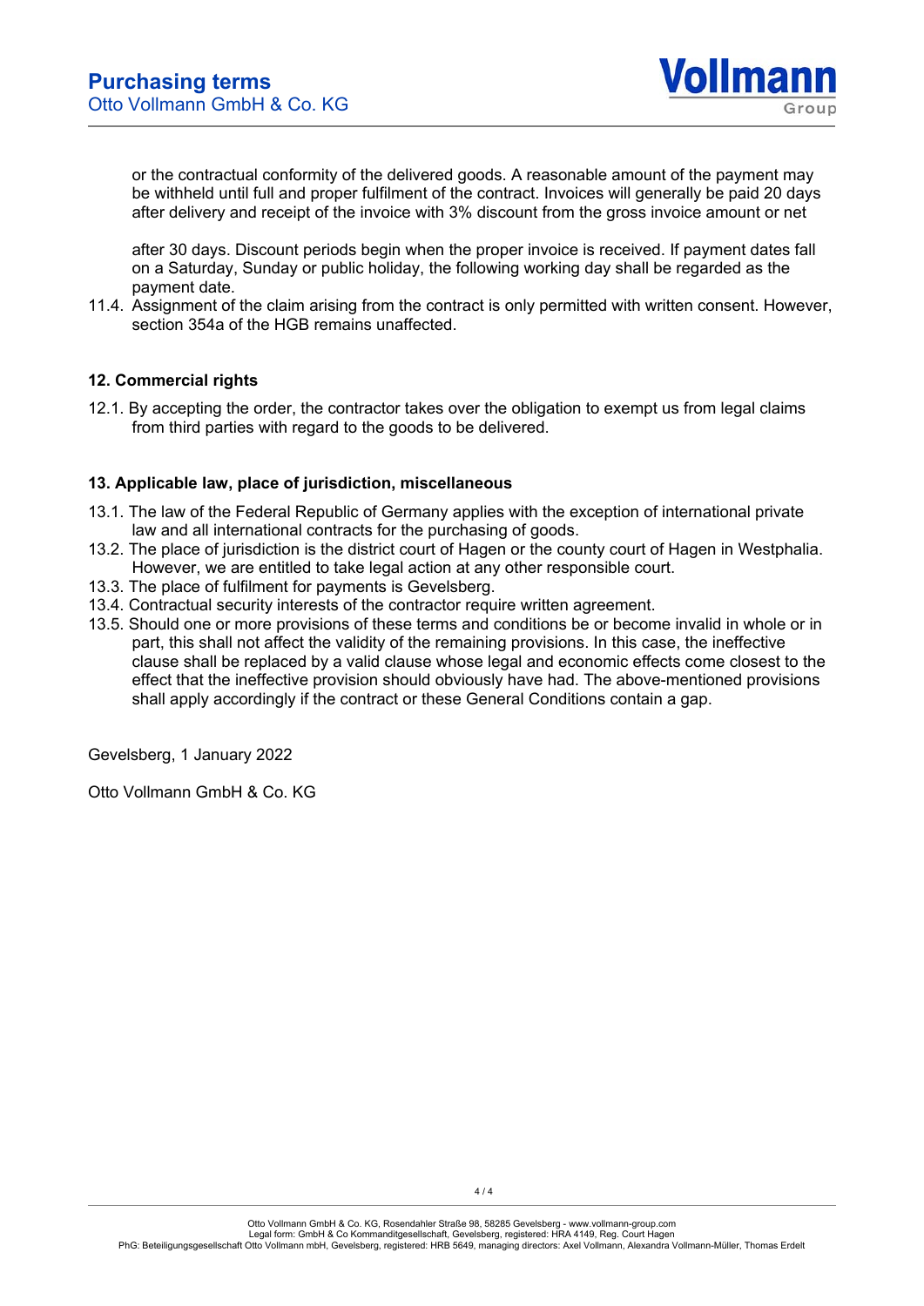or the contractual conformity of the delivered goods. A reasonable amount of the payment may be withheld until full and proper fulfilment of the contract. Invoices will generally be paid 20 days after delivery and receipt of the invoice with 3% discount from the gross invoice amount or net

after 30 days. Discount periods begin when the proper invoice is received. If payment dates fall on a Saturday, Sunday or public holiday, the following working day shall be regarded as the payment date.

11.4. Assignment of the claim arising from the contract is only permitted with written consent. However, section 354a of the HGB remains unaffected.

### 12. Commercial rights

12.1. By accepting the order, the contractor takes over the obligation to exempt us from legal claims from third parties with regard to the goods to be delivered.

### 13. Applicable law, place of jurisdiction, miscellaneous

13.1. The law of the Federal Republic of Germany applies with the exception of international private law and all international contracts for the purchasing of goods.

13.2. The place of jurisdiction is the district court of Hagen or the county court of Hagen in Westphalia. However, we are entitled to take legal action at any other responsible court.

13.3. The place of fulfilment for payments is Gevelsberg.

13.4. Contractual security interests of the contractor require written agreement.

13.5. Should one or more provisions of these terms and conditions be or become invalid in whole or in part, this shall not affect the validity of the remaining provisions. In this case, the ineffective clause shall be replaced by a valid clause whose legal and economic effects come closest to the effect that the ineffective provision should obviously have had. The above-mentioned provisions shall apply accordingly if the contract or these General Conditions contain a gap.

Gevelsberg, 1 January 2022

Otto Vollmann GmbH & Co. KG